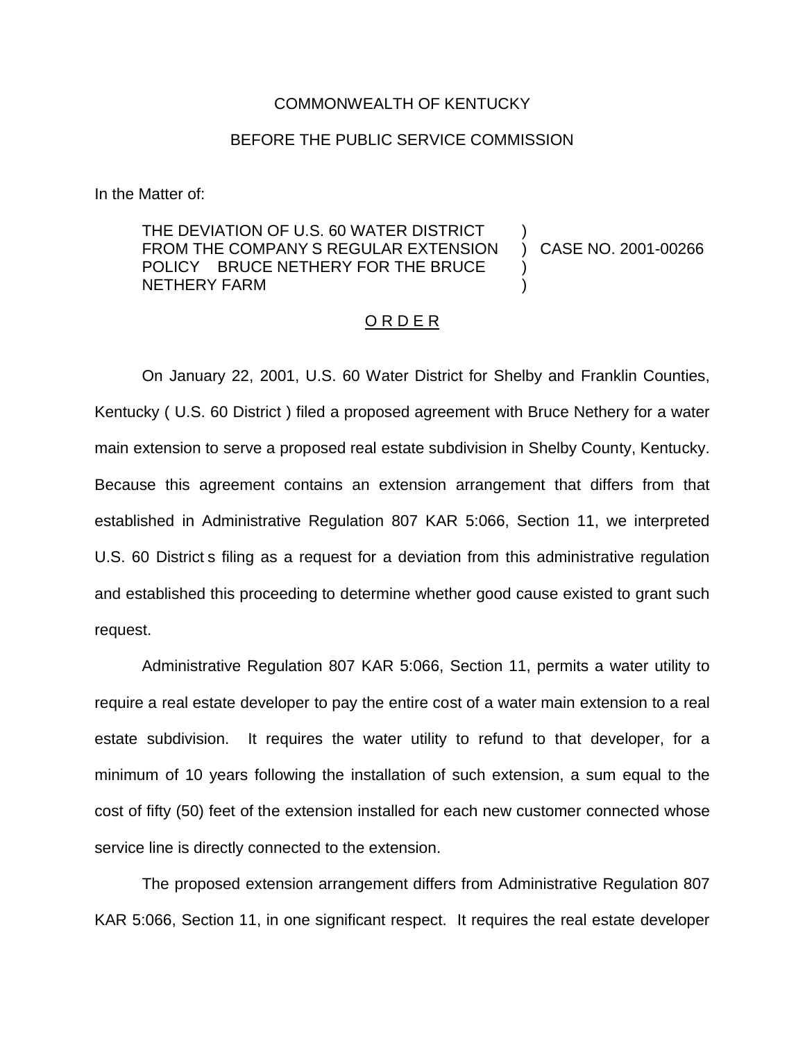COMMONWEALTH OF KENTUCKY

BEFORE THE PUBLIC SERVICE COMMISSION

In the Matter of:

| | | |
|---|---|---|
| THE DEVIATION OF U.S. 60 WATER DISTRICT FROM THE COMPANY S REGULAR EXTENSION POLICY BRUCE NETHERY FOR THE BRUCE NETHERY FARM | ) ) ) ) | CASE NO. 2001-00266 |

<u>O R D E R</u>

On January 22, 2001, U.S. 60 Water District for Shelby and Franklin Counties, Kentucky ( U.S. 60 District ) filed a proposed agreement with Bruce Nethery for a water main extension to serve a proposed real estate subdivision in Shelby County, Kentucky. Because this agreement contains an extension arrangement that differs from that established in Administrative Regulation 807 KAR 5:066, Section 11, we interpreted U.S. 60 District s filing as a request for a deviation from this administrative regulation and established this proceeding to determine whether good cause existed to grant such request.

Administrative Regulation 807 KAR 5:066, Section 11, permits a water utility to require a real estate developer to pay the entire cost of a water main extension to a real estate subdivision. It requires the water utility to refund to that developer, for a minimum of 10 years following the installation of such extension, a sum equal to the cost of fifty (50) feet of the extension installed for each new customer connected whose service line is directly connected to the extension.

The proposed extension arrangement differs from Administrative Regulation 807 KAR 5:066, Section 11, in one significant respect. It requires the real estate developer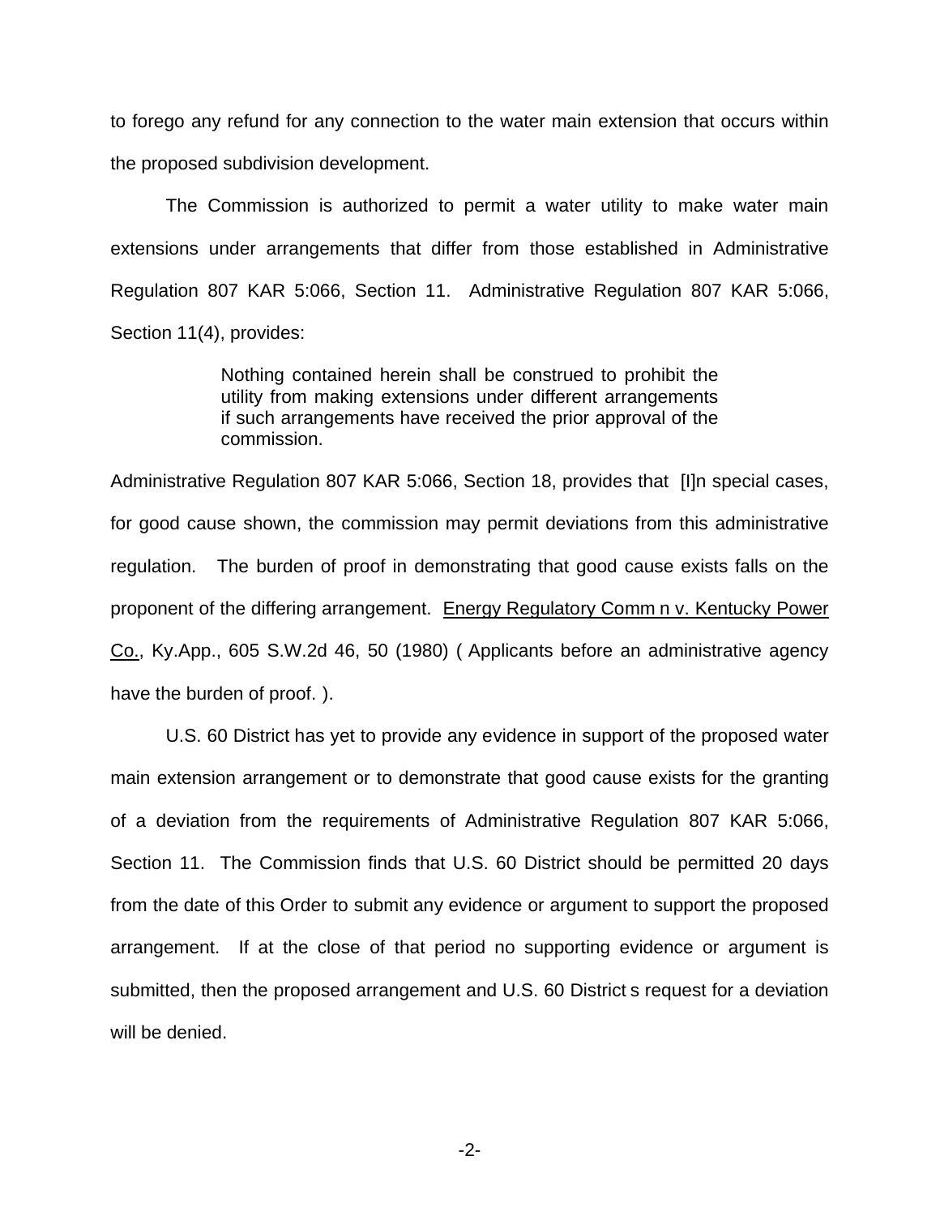to forego any refund for any connection to the water main extension that occurs within the proposed subdivision development.

The Commission is authorized to permit a water utility to make water main extensions under arrangements that differ from those established in Administrative Regulation 807 KAR 5:066, Section 11. Administrative Regulation 807 KAR 5:066, Section 11(4), provides:

> Nothing contained herein shall be construed to prohibit the utility from making extensions under different arrangements if such arrangements have received the prior approval of the commission.

Administrative Regulation 807 KAR 5:066, Section 18, provides that [I]n special cases, for good cause shown, the commission may permit deviations from this administrative regulation. The burden of proof in demonstrating that good cause exists falls on the proponent of the differing arrangement. Energy Regulatory Comm n v. Kentucky Power Co., Ky.App., 605 S.W.2d 46, 50 (1980) ( Applicants before an administrative agency have the burden of proof. ).

U.S. 60 District has yet to provide any evidence in support of the proposed water main extension arrangement or to demonstrate that good cause exists for the granting of a deviation from the requirements of Administrative Regulation 807 KAR 5:066, Section 11. The Commission finds that U.S. 60 District should be permitted 20 days from the date of this Order to submit any evidence or argument to support the proposed arrangement. If at the close of that period no supporting evidence or argument is submitted, then the proposed arrangement and U.S. 60 District s request for a deviation will be denied.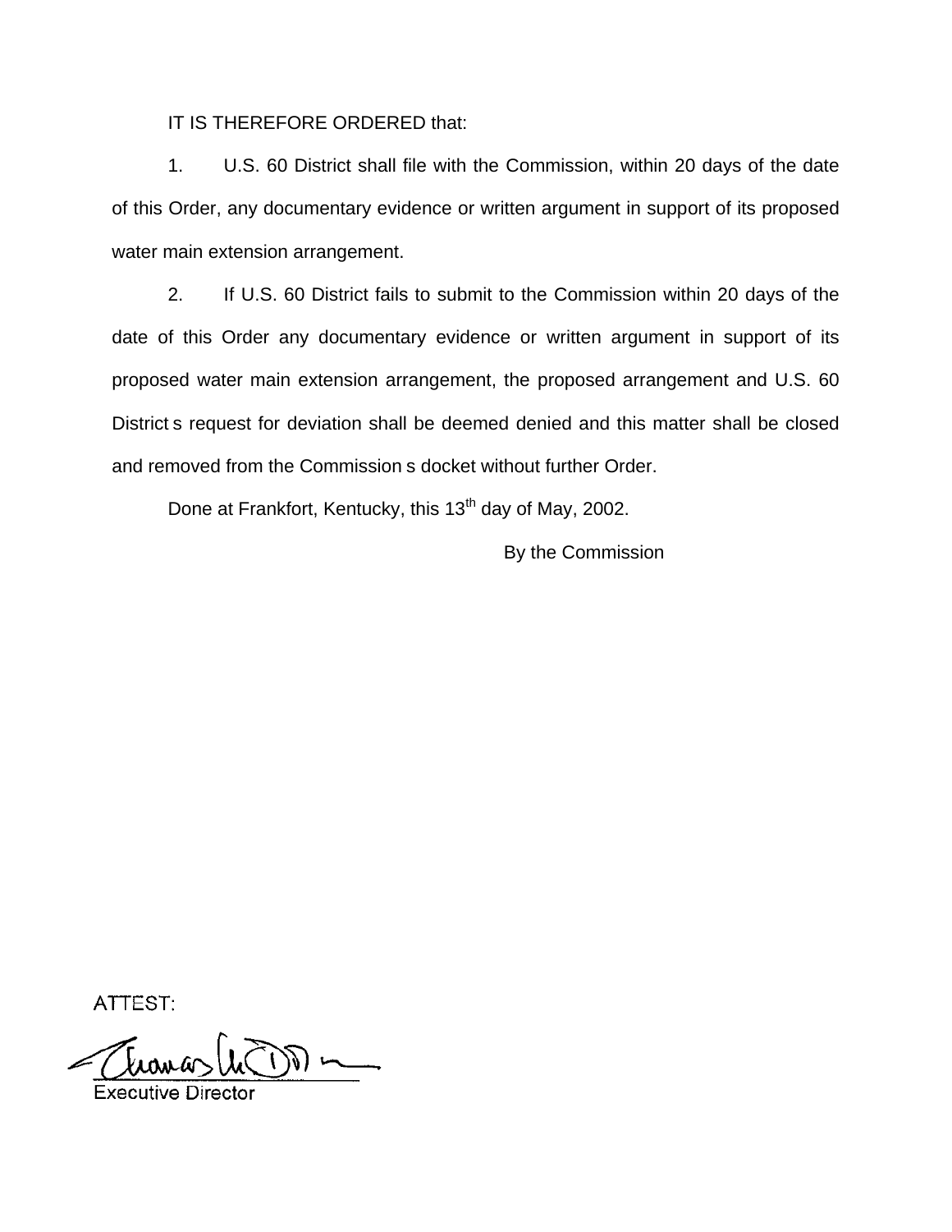IT IS THEREFORE ORDERED that:

1. U.S. 60 District shall file with the Commission, within 20 days of the date of this Order, any documentary evidence or written argument in support of its proposed water main extension arrangement.

2. If U.S. 60 District fails to submit to the Commission within 20 days of the date of this Order any documentary evidence or written argument in support of its proposed water main extension arrangement, the proposed arrangement and U.S. 60 District s request for deviation shall be deemed denied and this matter shall be closed and removed from the Commission s docket without further Order.

Done at Frankfort, Kentucky, this 13th day of May, 2002.

By the Commission

ATTEST:

Executive Director